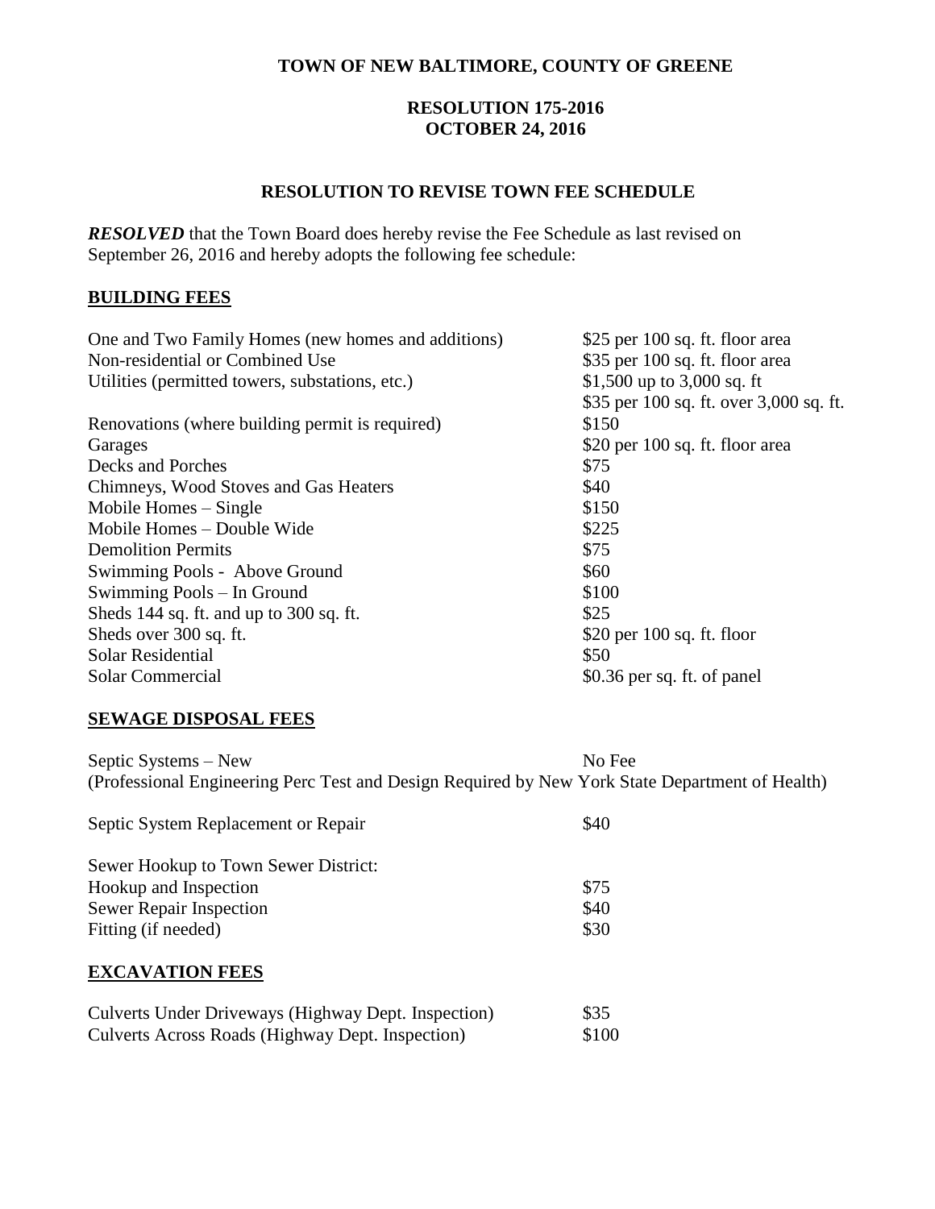**TOWN OF NEW BALTIMORE, COUNTY OF GREENE**

**RESOLUTION 175-2016**
**OCTOBER 24, 2016**

**RESOLUTION TO REVISE TOWN FEE SCHEDULE**

***RESOLVED*** that the Town Board does hereby revise the Fee Schedule as last revised on September 26, 2016 and hereby adopts the following fee schedule:

## BUILDING FEES

| | |
|---|---|
| One and Two Family Homes (new homes and additions) | $25 per 100 sq. ft. floor area |
| Non-residential or Combined Use | $35 per 100 sq. ft. floor area |
| Utilities (permitted towers, substations, etc.) | $1,500 up to 3,000 sq. ft<br>$35 per 100 sq. ft. over 3,000 sq. ft. |
| Renovations (where building permit is required) | $150 |
| Garages | $20 per 100 sq. ft. floor area |
| Decks and Porches | $75 |
| Chimneys, Wood Stoves and Gas Heaters | $40 |
| Mobile Homes – Single | $150 |
| Mobile Homes – Double Wide | $225 |
| Demolition Permits | $75 |
| Swimming Pools - Above Ground | $60 |
| Swimming Pools – In Ground | $100 |
| Sheds 144 sq. ft. and up to 300 sq. ft. | $25 |
| Sheds over 300 sq. ft. | $20 per 100 sq. ft. floor |
| Solar Residential | $50 |
| Solar Commercial | $0.36 per sq. ft. of panel |

## SEWAGE DISPOSAL FEES

| | |
|---|---|
| Septic Systems – New | No Fee |

(Professional Engineering Perc Test and Design Required by New York State Department of Health)

| | |
|---|---|
| Septic System Replacement or Repair | $40 |

Sewer Hookup to Town Sewer District:

| | |
|---|---|
| Hookup and Inspection | $75 |
| Sewer Repair Inspection | $40 |
| Fitting (if needed) | $30 |

## EXCAVATION FEES

| | |
|---|---|
| Culverts Under Driveways (Highway Dept. Inspection) | $35 |
| Culverts Across Roads (Highway Dept. Inspection) | $100 |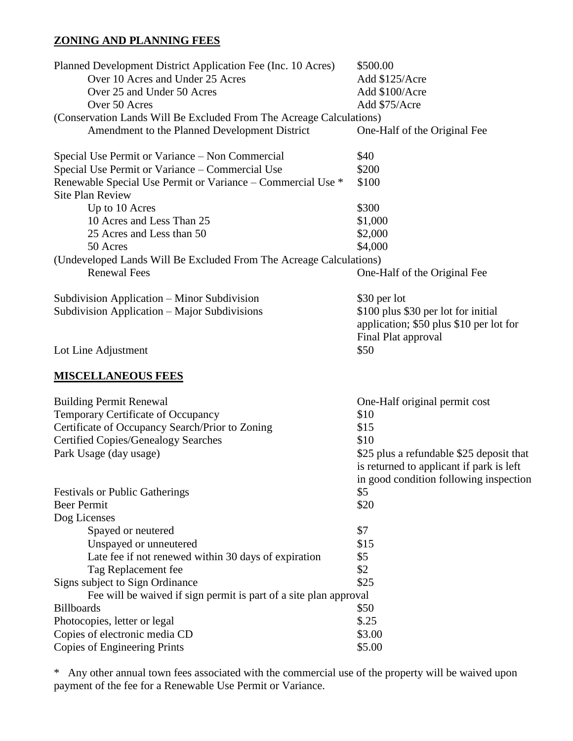## ZONING AND PLANNING FEES

| | |
|---|---|
| Planned Development District Application Fee (Inc. 10 Acres) | $500.00 |
| Over 10 Acres and Under 25 Acres | Add $125/Acre |
| Over 25 and Under 50 Acres | Add $100/Acre |
| Over 50 Acres | Add $75/Acre |
| (Conservation Lands Will Be Excluded From The Acreage Calculations) | |
| Amendment to the Planned Development District | One-Half of the Original Fee |
| Special Use Permit or Variance – Non Commercial | $40 |
| Special Use Permit or Variance – Commercial Use | $200 |
| Renewable Special Use Permit or Variance – Commercial Use * | $100 |
| Site Plan Review | |
| Up to 10 Acres | $300 |
| 10 Acres and Less Than 25 | $1,000 |
| 25 Acres and Less than 50 | $2,000 |
| 50 Acres | $4,000 |
| (Undeveloped Lands Will Be Excluded From The Acreage Calculations) | |
| Renewal Fees | One-Half of the Original Fee |
| Subdivision Application – Minor Subdivision | $30 per lot |
| Subdivision Application – Major Subdivisions | $100 plus $30 per lot for initial application; $50 plus $10 per lot for Final Plat approval |
| Lot Line Adjustment | $50 |

## MISCELLANEOUS FEES

| | |
|---|---|
| Building Permit Renewal | One-Half original permit cost |
| Temporary Certificate of Occupancy | $10 |
| Certificate of Occupancy Search/Prior to Zoning | $15 |
| Certified Copies/Genealogy Searches | $10 |
| Park Usage (day usage) | $25 plus a refundable $25 deposit that is returned to applicant if park is left in good condition following inspection |
| Festivals or Public Gatherings | $5 |
| Beer Permit | $20 |
| Dog Licenses | |
| Spayed or neutered | $7 |
| Unspayed or unneutered | $15 |
| Late fee if not renewed within 30 days of expiration | $5 |
| Tag Replacement fee | $2 |
| Signs subject to Sign Ordinance | $25 |
| Fee will be waived if sign permit is part of a site plan approval | |
| Billboards | $50 |
| Photocopies, letter or legal | $.25 |
| Copies of electronic media CD | $3.00 |
| Copies of Engineering Prints | $5.00 |

* Any other annual town fees associated with the commercial use of the property will be waived upon payment of the fee for a Renewable Use Permit or Variance.